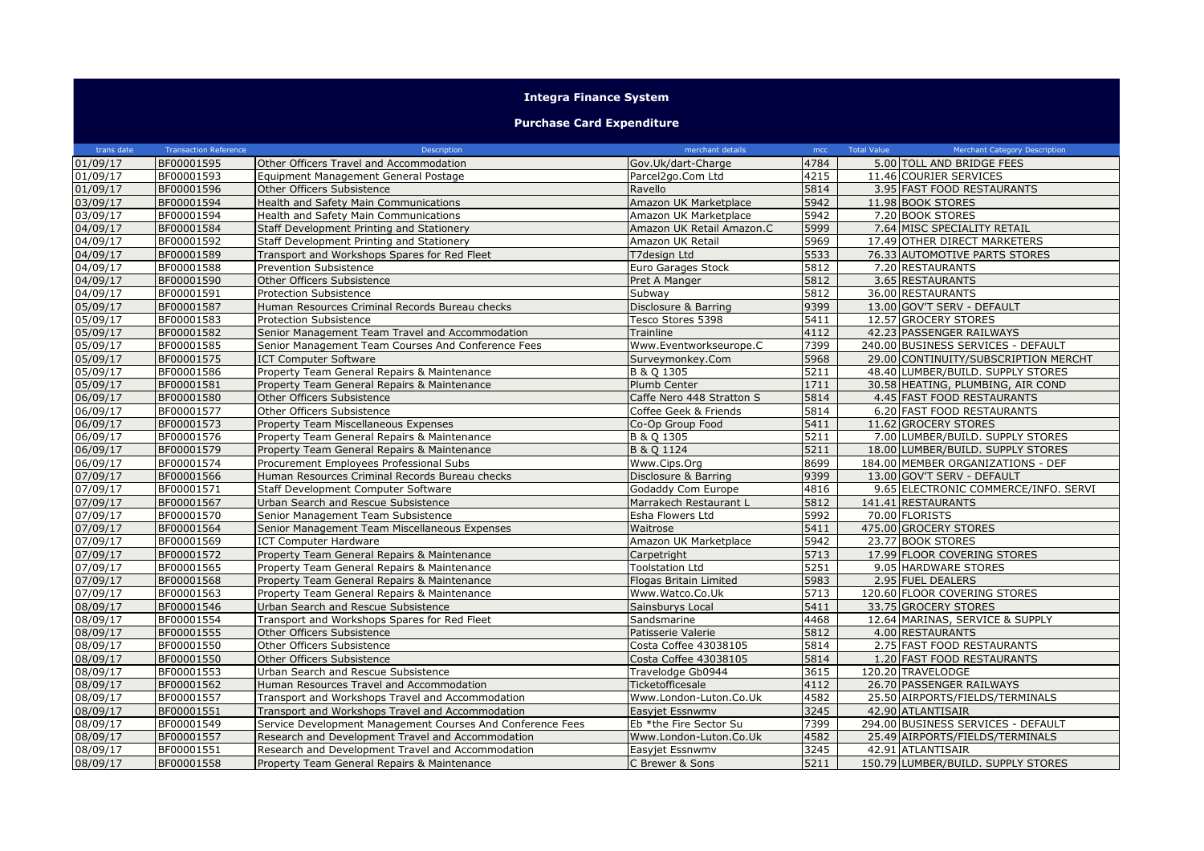# Integra Finance System

## Purchase Card Expenditure

| trans date | Transaction Reference | Description | merchant details | mcc | Total Value | Merchant Category Description |
|---|---|---|---|---|---|---|
| 01/09/17 | BF00001595 | Other Officers Travel and Accommodation | Gov.Uk/dart-Charge | 4784 | 5.00 | TOLL AND BRIDGE FEES |
| 01/09/17 | BF00001593 | Equipment Management General Postage | Parcel2go.Com Ltd | 4215 | 11.46 | COURIER SERVICES |
| 01/09/17 | BF00001596 | Other Officers Subsistence | Ravello | 5814 | 3.95 | FAST FOOD RESTAURANTS |
| 03/09/17 | BF00001594 | Health and Safety Main Communications | Amazon UK Marketplace | 5942 | 11.98 | BOOK STORES |
| 03/09/17 | BF00001594 | Health and Safety Main Communications | Amazon UK Marketplace | 5942 | 7.20 | BOOK STORES |
| 04/09/17 | BF00001584 | Staff Development Printing and Stationery | Amazon UK Retail Amazon.C | 5999 | 7.64 | MISC SPECIALITY RETAIL |
| 04/09/17 | BF00001592 | Staff Development Printing and Stationery | Amazon UK Retail | 5969 | 17.49 | OTHER DIRECT MARKETERS |
| 04/09/17 | BF00001589 | Transport and Workshops Spares for Red Fleet | T7design Ltd | 5533 | 76.33 | AUTOMOTIVE PARTS STORES |
| 04/09/17 | BF00001588 | Prevention Subsistence | Euro Garages Stock | 5812 | 7.20 | RESTAURANTS |
| 04/09/17 | BF00001590 | Other Officers Subsistence | Pret A Manger | 5812 | 3.65 | RESTAURANTS |
| 04/09/17 | BF00001591 | Protection Subsistence | Subway | 5812 | 36.00 | RESTAURANTS |
| 05/09/17 | BF00001587 | Human Resources Criminal Records Bureau checks | Disclosure & Barring | 9399 | 13.00 | GOV'T SERV - DEFAULT |
| 05/09/17 | BF00001583 | Protection Subsistence | Tesco Stores 5398 | 5411 | 12.57 | GROCERY STORES |
| 05/09/17 | BF00001582 | Senior Management Team Travel and Accommodation | Trainline | 4112 | 42.23 | PASSENGER RAILWAYS |
| 05/09/17 | BF00001585 | Senior Management Team Courses And Conference Fees | Www.Eventworkseurope.C | 7399 | 240.00 | BUSINESS SERVICES - DEFAULT |
| 05/09/17 | BF00001575 | ICT Computer Software | Surveymonkey.Com | 5968 | 29.00 | CONTINUITY/SUBSCRIPTION MERCHT |
| 05/09/17 | BF00001586 | Property Team General Repairs & Maintenance | B & Q 1305 | 5211 | 48.40 | LUMBER/BUILD. SUPPLY STORES |
| 05/09/17 | BF00001581 | Property Team General Repairs & Maintenance | Plumb Center | 1711 | 30.58 | HEATING, PLUMBING, AIR COND |
| 06/09/17 | BF00001580 | Other Officers Subsistence | Caffe Nero 448 Stratton S | 5814 | 4.45 | FAST FOOD RESTAURANTS |
| 06/09/17 | BF00001577 | Other Officers Subsistence | Coffee Geek & Friends | 5814 | 6.20 | FAST FOOD RESTAURANTS |
| 06/09/17 | BF00001573 | Property Team Miscellaneous Expenses | Co-Op Group Food | 5411 | 11.62 | GROCERY STORES |
| 06/09/17 | BF00001576 | Property Team General Repairs & Maintenance | B & Q 1305 | 5211 | 7.00 | LUMBER/BUILD. SUPPLY STORES |
| 06/09/17 | BF00001579 | Property Team General Repairs & Maintenance | B & Q 1124 | 5211 | 18.00 | LUMBER/BUILD. SUPPLY STORES |
| 06/09/17 | BF00001574 | Procurement Employees Professional Subs | Www.Cips.Org | 8699 | 184.00 | MEMBER ORGANIZATIONS - DEF |
| 07/09/17 | BF00001566 | Human Resources Criminal Records Bureau checks | Disclosure & Barring | 9399 | 13.00 | GOV'T SERV - DEFAULT |
| 07/09/17 | BF00001571 | Staff Development Computer Software | Godaddy Com Europe | 4816 | 9.65 | ELECTRONIC COMMERCE/INFO. SERVI |
| 07/09/17 | BF00001567 | Urban Search and Rescue Subsistence | Marrakech Restaurant L | 5812 | 141.41 | RESTAURANTS |
| 07/09/17 | BF00001570 | Senior Management Team Subsistence | Esha Flowers Ltd | 5992 | 70.00 | FLORISTS |
| 07/09/17 | BF00001564 | Senior Management Team Miscellaneous Expenses | Waitrose | 5411 | 475.00 | GROCERY STORES |
| 07/09/17 | BF00001569 | ICT Computer Hardware | Amazon UK Marketplace | 5942 | 23.77 | BOOK STORES |
| 07/09/17 | BF00001572 | Property Team General Repairs & Maintenance | Carpetright | 5713 | 17.99 | FLOOR COVERING STORES |
| 07/09/17 | BF00001565 | Property Team General Repairs & Maintenance | Toolstation Ltd | 5251 | 9.05 | HARDWARE STORES |
| 07/09/17 | BF00001568 | Property Team General Repairs & Maintenance | Flogas Britain Limited | 5983 | 2.95 | FUEL DEALERS |
| 07/09/17 | BF00001563 | Property Team General Repairs & Maintenance | Www.Watco.Co.Uk | 5713 | 120.60 | FLOOR COVERING STORES |
| 08/09/17 | BF00001546 | Urban Search and Rescue Subsistence | Sainsburys Local | 5411 | 33.75 | GROCERY STORES |
| 08/09/17 | BF00001554 | Transport and Workshops Spares for Red Fleet | Sandsmarine | 4468 | 12.64 | MARINAS, SERVICE & SUPPLY |
| 08/09/17 | BF00001555 | Other Officers Subsistence | Patisserie Valerie | 5812 | 4.00 | RESTAURANTS |
| 08/09/17 | BF00001550 | Other Officers Subsistence | Costa Coffee 43038105 | 5814 | 2.75 | FAST FOOD RESTAURANTS |
| 08/09/17 | BF00001550 | Other Officers Subsistence | Costa Coffee 43038105 | 5814 | 1.20 | FAST FOOD RESTAURANTS |
| 08/09/17 | BF00001553 | Urban Search and Rescue Subsistence | Travelodge Gb0944 | 3615 | 120.20 | TRAVELODGE |
| 08/09/17 | BF00001562 | Human Resources Travel and Accommodation | Ticketofficesale | 4112 | 26.70 | PASSENGER RAILWAYS |
| 08/09/17 | BF00001557 | Transport and Workshops Travel and Accommodation | Www.London-Luton.Co.Uk | 4582 | 25.50 | AIRPORTS/FIELDS/TERMINALS |
| 08/09/17 | BF00001551 | Transport and Workshops Travel and Accommodation | Easyjet Essnwmv | 3245 | 42.90 | ATLANTISAIR |
| 08/09/17 | BF00001549 | Service Development Management Courses And Conference Fees | Eb *the Fire Sector Su | 7399 | 294.00 | BUSINESS SERVICES - DEFAULT |
| 08/09/17 | BF00001557 | Research and Development Travel and Accommodation | Www.London-Luton.Co.Uk | 4582 | 25.49 | AIRPORTS/FIELDS/TERMINALS |
| 08/09/17 | BF00001551 | Research and Development Travel and Accommodation | Easyjet Essnwmv | 3245 | 42.91 | ATLANTISAIR |
| 08/09/17 | BF00001558 | Property Team General Repairs & Maintenance | C Brewer & Sons | 5211 | 150.79 | LUMBER/BUILD. SUPPLY STORES |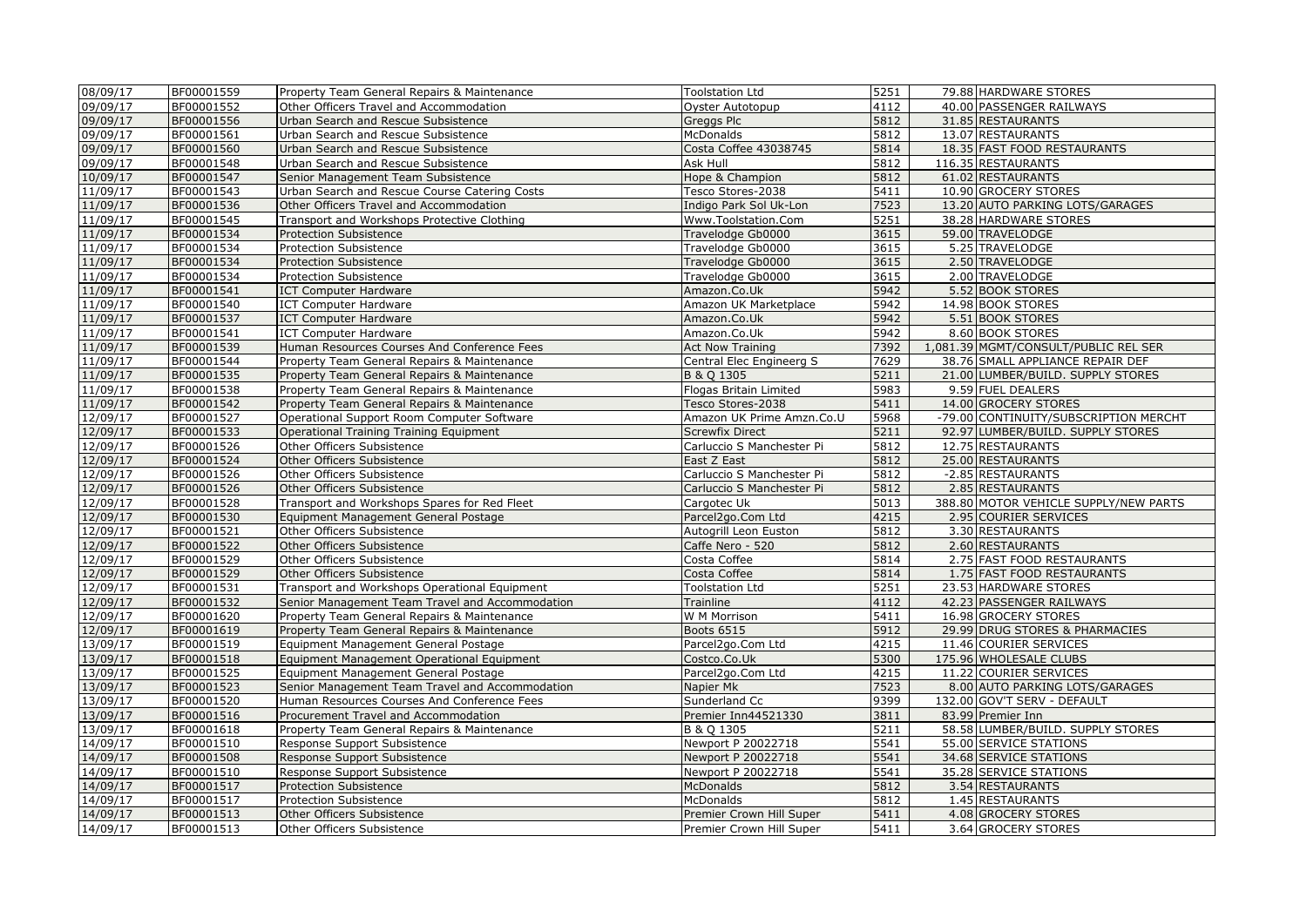| 08/09/17 | BF00001559 | Property Team General Repairs & Maintenance | Toolstation Ltd | 5251 | 79.88 | HARDWARE STORES |
|---|---|---|---|---|---|---|
| 09/09/17 | BF00001552 | Other Officers Travel and Accommodation | Oyster Autotopup | 4112 | 40.00 | PASSENGER RAILWAYS |
| 09/09/17 | BF00001556 | Urban Search and Rescue Subsistence | Greggs Plc | 5812 | 31.85 | RESTAURANTS |
| 09/09/17 | BF00001561 | Urban Search and Rescue Subsistence | McDonalds | 5812 | 13.07 | RESTAURANTS |
| 09/09/17 | BF00001560 | Urban Search and Rescue Subsistence | Costa Coffee 43038745 | 5814 | 18.35 | FAST FOOD RESTAURANTS |
| 09/09/17 | BF00001548 | Urban Search and Rescue Subsistence | Ask Hull | 5812 | 116.35 | RESTAURANTS |
| 10/09/17 | BF00001547 | Senior Management Team Subsistence | Hope & Champion | 5812 | 61.02 | RESTAURANTS |
| 11/09/17 | BF00001543 | Urban Search and Rescue Course Catering Costs | Tesco Stores-2038 | 5411 | 10.90 | GROCERY STORES |
| 11/09/17 | BF00001536 | Other Officers Travel and Accommodation | Indigo Park Sol Uk-Lon | 7523 | 13.20 | AUTO PARKING LOTS/GARAGES |
| 11/09/17 | BF00001545 | Transport and Workshops Protective Clothing | Www.Toolstation.Com | 5251 | 38.28 | HARDWARE STORES |
| 11/09/17 | BF00001534 | Protection Subsistence | Travelodge Gb0000 | 3615 | 59.00 | TRAVELODGE |
| 11/09/17 | BF00001534 | Protection Subsistence | Travelodge Gb0000 | 3615 | 5.25 | TRAVELODGE |
| 11/09/17 | BF00001534 | Protection Subsistence | Travelodge Gb0000 | 3615 | 2.50 | TRAVELODGE |
| 11/09/17 | BF00001534 | Protection Subsistence | Travelodge Gb0000 | 3615 | 2.00 | TRAVELODGE |
| 11/09/17 | BF00001541 | ICT Computer Hardware | Amazon.Co.Uk | 5942 | 5.52 | BOOK STORES |
| 11/09/17 | BF00001540 | ICT Computer Hardware | Amazon UK Marketplace | 5942 | 14.98 | BOOK STORES |
| 11/09/17 | BF00001537 | ICT Computer Hardware | Amazon.Co.Uk | 5942 | 5.51 | BOOK STORES |
| 11/09/17 | BF00001541 | ICT Computer Hardware | Amazon.Co.Uk | 5942 | 8.60 | BOOK STORES |
| 11/09/17 | BF00001539 | Human Resources Courses And Conference Fees | Act Now Training | 7392 | 1,081.39 | MGMT/CONSULT/PUBLIC REL SER |
| 11/09/17 | BF00001544 | Property Team General Repairs & Maintenance | Central Elec Engineerg S | 7629 | 38.76 | SMALL APPLIANCE REPAIR DEF |
| 11/09/17 | BF00001535 | Property Team General Repairs & Maintenance | B & Q 1305 | 5211 | 21.00 | LUMBER/BUILD. SUPPLY STORES |
| 11/09/17 | BF00001538 | Property Team General Repairs & Maintenance | Flogas Britain Limited | 5983 | 9.59 | FUEL DEALERS |
| 11/09/17 | BF00001542 | Property Team General Repairs & Maintenance | Tesco Stores-2038 | 5411 | 14.00 | GROCERY STORES |
| 12/09/17 | BF00001527 | Operational Support Room Computer Software | Amazon UK Prime Amzn.Co.U | 5968 | -79.00 | CONTINUITY/SUBSCRIPTION MERCHT |
| 12/09/17 | BF00001533 | Operational Training Training Equipment | Screwfix Direct | 5211 | 92.97 | LUMBER/BUILD. SUPPLY STORES |
| 12/09/17 | BF00001526 | Other Officers Subsistence | Carluccio S Manchester Pi | 5812 | 12.75 | RESTAURANTS |
| 12/09/17 | BF00001524 | Other Officers Subsistence | East Z East | 5812 | 25.00 | RESTAURANTS |
| 12/09/17 | BF00001526 | Other Officers Subsistence | Carluccio S Manchester Pi | 5812 | -2.85 | RESTAURANTS |
| 12/09/17 | BF00001526 | Other Officers Subsistence | Carluccio S Manchester Pi | 5812 | 2.85 | RESTAURANTS |
| 12/09/17 | BF00001528 | Transport and Workshops Spares for Red Fleet | Cargotec Uk | 5013 | 388.80 | MOTOR VEHICLE SUPPLY/NEW PARTS |
| 12/09/17 | BF00001530 | Equipment Management General Postage | Parcel2go.Com Ltd | 4215 | 2.95 | COURIER SERVICES |
| 12/09/17 | BF00001521 | Other Officers Subsistence | Autogrill Leon Euston | 5812 | 3.30 | RESTAURANTS |
| 12/09/17 | BF00001522 | Other Officers Subsistence | Caffe Nero - 520 | 5812 | 2.60 | RESTAURANTS |
| 12/09/17 | BF00001529 | Other Officers Subsistence | Costa Coffee | 5814 | 2.75 | FAST FOOD RESTAURANTS |
| 12/09/17 | BF00001529 | Other Officers Subsistence | Costa Coffee | 5814 | 1.75 | FAST FOOD RESTAURANTS |
| 12/09/17 | BF00001531 | Transport and Workshops Operational Equipment | Toolstation Ltd | 5251 | 23.53 | HARDWARE STORES |
| 12/09/17 | BF00001532 | Senior Management Team Travel and Accommodation | Trainline | 4112 | 42.23 | PASSENGER RAILWAYS |
| 12/09/17 | BF00001620 | Property Team General Repairs & Maintenance | W M Morrison | 5411 | 16.98 | GROCERY STORES |
| 12/09/17 | BF00001619 | Property Team General Repairs & Maintenance | Boots 6515 | 5912 | 29.99 | DRUG STORES & PHARMACIES |
| 13/09/17 | BF00001519 | Equipment Management General Postage | Parcel2go.Com Ltd | 4215 | 11.46 | COURIER SERVICES |
| 13/09/17 | BF00001518 | Equipment Management Operational Equipment | Costco.Co.Uk | 5300 | 175.96 | WHOLESALE CLUBS |
| 13/09/17 | BF00001525 | Equipment Management General Postage | Parcel2go.Com Ltd | 4215 | 11.22 | COURIER SERVICES |
| 13/09/17 | BF00001523 | Senior Management Team Travel and Accommodation | Napier Mk | 7523 | 8.00 | AUTO PARKING LOTS/GARAGES |
| 13/09/17 | BF00001520 | Human Resources Courses And Conference Fees | Sunderland Cc | 9399 | 132.00 | GOV'T SERV - DEFAULT |
| 13/09/17 | BF00001516 | Procurement Travel and Accommodation | Premier Inn44521330 | 3811 | 83.99 | Premier Inn |
| 13/09/17 | BF00001618 | Property Team General Repairs & Maintenance | B & Q 1305 | 5211 | 58.58 | LUMBER/BUILD. SUPPLY STORES |
| 14/09/17 | BF00001510 | Response Support Subsistence | Newport P 20022718 | 5541 | 55.00 | SERVICE STATIONS |
| 14/09/17 | BF00001508 | Response Support Subsistence | Newport P 20022718 | 5541 | 34.68 | SERVICE STATIONS |
| 14/09/17 | BF00001510 | Response Support Subsistence | Newport P 20022718 | 5541 | 35.28 | SERVICE STATIONS |
| 14/09/17 | BF00001517 | Protection Subsistence | McDonalds | 5812 | 3.54 | RESTAURANTS |
| 14/09/17 | BF00001517 | Protection Subsistence | McDonalds | 5812 | 1.45 | RESTAURANTS |
| 14/09/17 | BF00001513 | Other Officers Subsistence | Premier Crown Hill Super | 5411 | 4.08 | GROCERY STORES |
| 14/09/17 | BF00001513 | Other Officers Subsistence | Premier Crown Hill Super | 5411 | 3.64 | GROCERY STORES |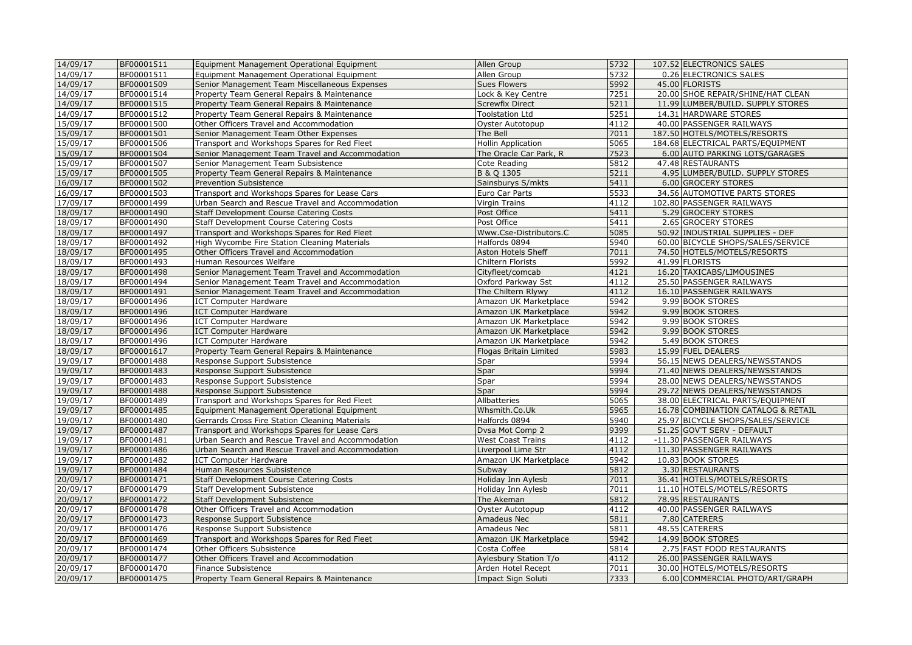| 14/09/17 | BF00001511 | Equipment Management Operational Equipment | Allen Group | 5732 | 107.52 | ELECTRONICS SALES |
|---|---|---|---|---|---|---|
| 14/09/17 | BF00001511 | Equipment Management Operational Equipment | Allen Group | 5732 | 0.26 | ELECTRONICS SALES |
| 14/09/17 | BF00001509 | Senior Management Team Miscellaneous Expenses | Sues Flowers | 5992 | 45.00 | FLORISTS |
| 14/09/17 | BF00001514 | Property Team General Repairs & Maintenance | Lock & Key Centre | 7251 | 20.00 | SHOE REPAIR/SHINE/HAT CLEAN |
| 14/09/17 | BF00001515 | Property Team General Repairs & Maintenance | Screwfix Direct | 5211 | 11.99 | LUMBER/BUILD. SUPPLY STORES |
| 14/09/17 | BF00001512 | Property Team General Repairs & Maintenance | Toolstation Ltd | 5251 | 14.31 | HARDWARE STORES |
| 15/09/17 | BF00001500 | Other Officers Travel and Accommodation | Oyster Autotopup | 4112 | 40.00 | PASSENGER RAILWAYS |
| 15/09/17 | BF00001501 | Senior Management Team Other Expenses | The Bell | 7011 | 187.50 | HOTELS/MOTELS/RESORTS |
| 15/09/17 | BF00001506 | Transport and Workshops Spares for Red Fleet | Hollin Application | 5065 | 184.68 | ELECTRICAL PARTS/EQUIPMENT |
| 15/09/17 | BF00001504 | Senior Management Team Travel and Accommodation | The Oracle Car Park, R | 7523 | 6.00 | AUTO PARKING LOTS/GARAGES |
| 15/09/17 | BF00001507 | Senior Management Team Subsistence | Cote Reading | 5812 | 47.48 | RESTAURANTS |
| 15/09/17 | BF00001505 | Property Team General Repairs & Maintenance | B & Q 1305 | 5211 | 4.95 | LUMBER/BUILD. SUPPLY STORES |
| 16/09/17 | BF00001502 | Prevention Subsistence | Sainsburys S/mkts | 5411 | 6.00 | GROCERY STORES |
| 16/09/17 | BF00001503 | Transport and Workshops Spares for Lease Cars | Euro Car Parts | 5533 | 34.56 | AUTOMOTIVE PARTS STORES |
| 17/09/17 | BF00001499 | Urban Search and Rescue Travel and Accommodation | Virgin Trains | 4112 | 102.80 | PASSENGER RAILWAYS |
| 18/09/17 | BF00001490 | Staff Development Course Catering Costs | Post Office | 5411 | 5.29 | GROCERY STORES |
| 18/09/17 | BF00001490 | Staff Development Course Catering Costs | Post Office | 5411 | 2.65 | GROCERY STORES |
| 18/09/17 | BF00001497 | Transport and Workshops Spares for Red Fleet | Www.Cse-Distributors.C | 5085 | 50.92 | INDUSTRIAL SUPPLIES - DEF |
| 18/09/17 | BF00001492 | High Wycombe Fire Station Cleaning Materials | Halfords 0894 | 5940 | 60.00 | BICYCLE SHOPS/SALES/SERVICE |
| 18/09/17 | BF00001495 | Other Officers Travel and Accommodation | Aston Hotels Sheff | 7011 | 74.50 | HOTELS/MOTELS/RESORTS |
| 18/09/17 | BF00001493 | Human Resources Welfare | Chiltern Florists | 5992 | 41.99 | FLORISTS |
| 18/09/17 | BF00001498 | Senior Management Team Travel and Accommodation | Cityfleet/comcab | 4121 | 16.20 | TAXICABS/LIMOUSINES |
| 18/09/17 | BF00001494 | Senior Management Team Travel and Accommodation | Oxford Parkway Sst | 4112 | 25.50 | PASSENGER RAILWAYS |
| 18/09/17 | BF00001491 | Senior Management Team Travel and Accommodation | The Chiltern Rlywy | 4112 | 16.10 | PASSENGER RAILWAYS |
| 18/09/17 | BF00001496 | ICT Computer Hardware | Amazon UK Marketplace | 5942 | 9.99 | BOOK STORES |
| 18/09/17 | BF00001496 | ICT Computer Hardware | Amazon UK Marketplace | 5942 | 9.99 | BOOK STORES |
| 18/09/17 | BF00001496 | ICT Computer Hardware | Amazon UK Marketplace | 5942 | 9.99 | BOOK STORES |
| 18/09/17 | BF00001496 | ICT Computer Hardware | Amazon UK Marketplace | 5942 | 9.99 | BOOK STORES |
| 18/09/17 | BF00001496 | ICT Computer Hardware | Amazon UK Marketplace | 5942 | 5.49 | BOOK STORES |
| 18/09/17 | BF00001617 | Property Team General Repairs & Maintenance | Flogas Britain Limited | 5983 | 15.99 | FUEL DEALERS |
| 19/09/17 | BF00001488 | Response Support Subsistence | Spar | 5994 | 56.15 | NEWS DEALERS/NEWSSTANDS |
| 19/09/17 | BF00001483 | Response Support Subsistence | Spar | 5994 | 71.40 | NEWS DEALERS/NEWSSTANDS |
| 19/09/17 | BF00001483 | Response Support Subsistence | Spar | 5994 | 28.00 | NEWS DEALERS/NEWSSTANDS |
| 19/09/17 | BF00001488 | Response Support Subsistence | Spar | 5994 | 29.72 | NEWS DEALERS/NEWSSTANDS |
| 19/09/17 | BF00001489 | Transport and Workshops Spares for Red Fleet | Allbatteries | 5065 | 38.00 | ELECTRICAL PARTS/EQUIPMENT |
| 19/09/17 | BF00001485 | Equipment Management Operational Equipment | Whsmith.Co.Uk | 5965 | 16.78 | COMBINATION CATALOG & RETAIL |
| 19/09/17 | BF00001480 | Gerrards Cross Fire Station Cleaning Materials | Halfords 0894 | 5940 | 25.97 | BICYCLE SHOPS/SALES/SERVICE |
| 19/09/17 | BF00001487 | Transport and Workshops Spares for Lease Cars | Dvsa Mot Comp 2 | 9399 | 51.25 | GOV'T SERV - DEFAULT |
| 19/09/17 | BF00001481 | Urban Search and Rescue Travel and Accommodation | West Coast Trains | 4112 | -11.30 | PASSENGER RAILWAYS |
| 19/09/17 | BF00001486 | Urban Search and Rescue Travel and Accommodation | Liverpool Lime Str | 4112 | 11.30 | PASSENGER RAILWAYS |
| 19/09/17 | BF00001482 | ICT Computer Hardware | Amazon UK Marketplace | 5942 | 10.83 | BOOK STORES |
| 19/09/17 | BF00001484 | Human Resources Subsistence | Subway | 5812 | 3.30 | RESTAURANTS |
| 20/09/17 | BF00001471 | Staff Development Course Catering Costs | Holiday Inn Aylesb | 7011 | 36.41 | HOTELS/MOTELS/RESORTS |
| 20/09/17 | BF00001479 | Staff Development Subsistence | Holiday Inn Aylesb | 7011 | 11.10 | HOTELS/MOTELS/RESORTS |
| 20/09/17 | BF00001472 | Staff Development Subsistence | The Akeman | 5812 | 78.95 | RESTAURANTS |
| 20/09/17 | BF00001478 | Other Officers Travel and Accommodation | Oyster Autotopup | 4112 | 40.00 | PASSENGER RAILWAYS |
| 20/09/17 | BF00001473 | Response Support Subsistence | Amadeus Nec | 5811 | 7.80 | CATERERS |
| 20/09/17 | BF00001476 | Response Support Subsistence | Amadeus Nec | 5811 | 48.55 | CATERERS |
| 20/09/17 | BF00001469 | Transport and Workshops Spares for Red Fleet | Amazon UK Marketplace | 5942 | 14.99 | BOOK STORES |
| 20/09/17 | BF00001474 | Other Officers Subsistence | Costa Coffee | 5814 | 2.75 | FAST FOOD RESTAURANTS |
| 20/09/17 | BF00001477 | Other Officers Travel and Accommodation | Aylesbury Station T/o | 4112 | 26.00 | PASSENGER RAILWAYS |
| 20/09/17 | BF00001470 | Finance Subsistence | Arden Hotel Recept | 7011 | 30.00 | HOTELS/MOTELS/RESORTS |
| 20/09/17 | BF00001475 | Property Team General Repairs & Maintenance | Impact Sign Soluti | 7333 | 6.00 | COMMERCIAL PHOTO/ART/GRAPH |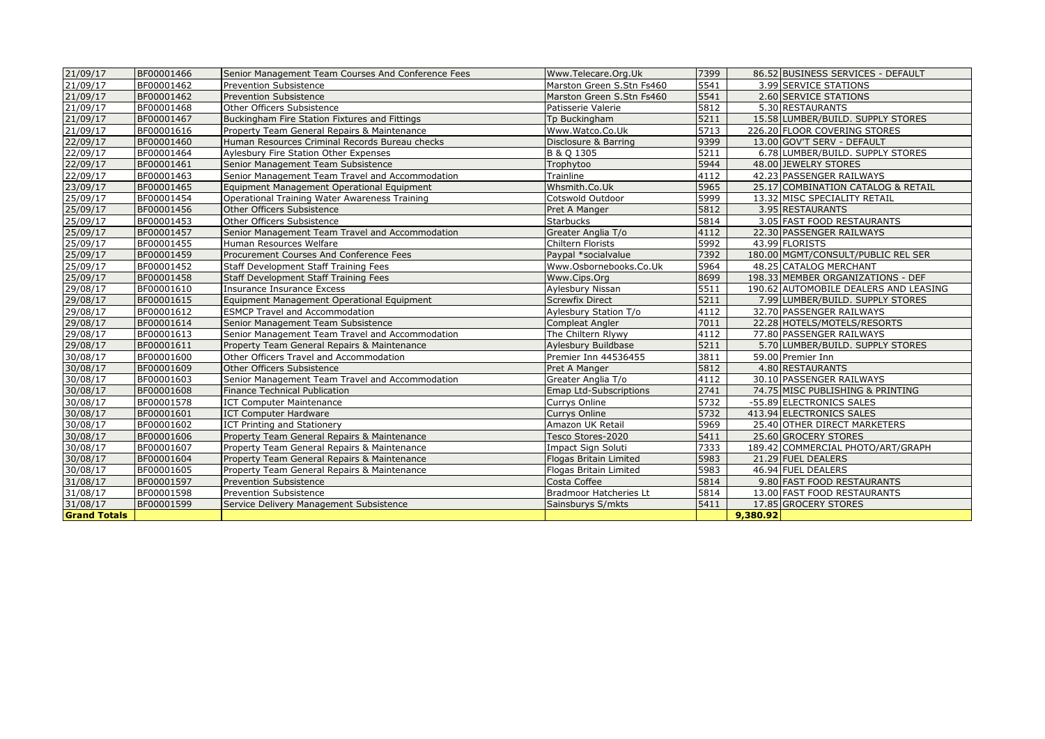| | | | | | | |
|---|---|---|---|---|---|---|
| 21/09/17 | BF00001466 | Senior Management Team Courses And Conference Fees | Www.Telecare.Org.Uk | 7399 | 86.52 | BUSINESS SERVICES - DEFAULT |
| 21/09/17 | BF00001462 | Prevention Subsistence | Marston Green S.Stn Fs460 | 5541 | 3.99 | SERVICE STATIONS |
| 21/09/17 | BF00001462 | Prevention Subsistence | Marston Green S.Stn Fs460 | 5541 | 2.60 | SERVICE STATIONS |
| 21/09/17 | BF00001468 | Other Officers Subsistence | Patisserie Valerie | 5812 | 5.30 | RESTAURANTS |
| 21/09/17 | BF00001467 | Buckingham Fire Station Fixtures and Fittings | Tp Buckingham | 5211 | 15.58 | LUMBER/BUILD. SUPPLY STORES |
| 21/09/17 | BF00001616 | Property Team General Repairs & Maintenance | Www.Watco.Co.Uk | 5713 | 226.20 | FLOOR COVERING STORES |
| 22/09/17 | BF00001460 | Human Resources Criminal Records Bureau checks | Disclosure & Barring | 9399 | 13.00 | GOV'T SERV - DEFAULT |
| 22/09/17 | BF00001464 | Aylesbury Fire Station Other Expenses | B & Q 1305 | 5211 | 6.78 | LUMBER/BUILD. SUPPLY STORES |
| 22/09/17 | BF00001461 | Senior Management Team Subsistence | Trophytoo | 5944 | 48.00 | JEWELRY STORES |
| 22/09/17 | BF00001463 | Senior Management Team Travel and Accommodation | Trainline | 4112 | 42.23 | PASSENGER RAILWAYS |
| 23/09/17 | BF00001465 | Equipment Management Operational Equipment | Whsmith.Co.Uk | 5965 | 25.17 | COMBINATION CATALOG & RETAIL |
| 25/09/17 | BF00001454 | Operational Training Water Awareness Training | Cotswold Outdoor | 5999 | 13.32 | MISC SPECIALITY RETAIL |
| 25/09/17 | BF00001456 | Other Officers Subsistence | Pret A Manger | 5812 | 3.95 | RESTAURANTS |
| 25/09/17 | BF00001453 | Other Officers Subsistence | Starbucks | 5814 | 3.05 | FAST FOOD RESTAURANTS |
| 25/09/17 | BF00001457 | Senior Management Team Travel and Accommodation | Greater Anglia T/o | 4112 | 22.30 | PASSENGER RAILWAYS |
| 25/09/17 | BF00001455 | Human Resources Welfare | Chiltern Florists | 5992 | 43.99 | FLORISTS |
| 25/09/17 | BF00001459 | Procurement Courses And Conference Fees | Paypal *socialvalue | 7392 | 180.00 | MGMT/CONSULT/PUBLIC REL SER |
| 25/09/17 | BF00001452 | Staff Development Staff Training Fees | Www.Osbornebooks.Co.Uk | 5964 | 48.25 | CATALOG MERCHANT |
| 25/09/17 | BF00001458 | Staff Development Staff Training Fees | Www.Cips.Org | 8699 | 198.33 | MEMBER ORGANIZATIONS - DEF |
| 29/08/17 | BF00001610 | Insurance Insurance Excess | Aylesbury Nissan | 5511 | 190.62 | AUTOMOBILE DEALERS AND LEASING |
| 29/08/17 | BF00001615 | Equipment Management Operational Equipment | Screwfix Direct | 5211 | 7.99 | LUMBER/BUILD. SUPPLY STORES |
| 29/08/17 | BF00001612 | ESMCP Travel and Accommodation | Aylesbury Station T/o | 4112 | 32.70 | PASSENGER RAILWAYS |
| 29/08/17 | BF00001614 | Senior Management Team Subsistence | Compleat Angler | 7011 | 22.28 | HOTELS/MOTELS/RESORTS |
| 29/08/17 | BF00001613 | Senior Management Team Travel and Accommodation | The Chiltern Rlywy | 4112 | 77.80 | PASSENGER RAILWAYS |
| 29/08/17 | BF00001611 | Property Team General Repairs & Maintenance | Aylesbury Buildbase | 5211 | 5.70 | LUMBER/BUILD. SUPPLY STORES |
| 30/08/17 | BF00001600 | Other Officers Travel and Accommodation | Premier Inn 44536455 | 3811 | 59.00 | Premier Inn |
| 30/08/17 | BF00001609 | Other Officers Subsistence | Pret A Manger | 5812 | 4.80 | RESTAURANTS |
| 30/08/17 | BF00001603 | Senior Management Team Travel and Accommodation | Greater Anglia T/o | 4112 | 30.10 | PASSENGER RAILWAYS |
| 30/08/17 | BF00001608 | Finance Technical Publication | Emap Ltd-Subscriptions | 2741 | 74.75 | MISC PUBLISHING & PRINTING |
| 30/08/17 | BF00001578 | ICT Computer Maintenance | Currys Online | 5732 | -55.89 | ELECTRONICS SALES |
| 30/08/17 | BF00001601 | ICT Computer Hardware | Currys Online | 5732 | 413.94 | ELECTRONICS SALES |
| 30/08/17 | BF00001602 | ICT Printing and Stationery | Amazon UK Retail | 5969 | 25.40 | OTHER DIRECT MARKETERS |
| 30/08/17 | BF00001606 | Property Team General Repairs & Maintenance | Tesco Stores-2020 | 5411 | 25.60 | GROCERY STORES |
| 30/08/17 | BF00001607 | Property Team General Repairs & Maintenance | Impact Sign Soluti | 7333 | 189.42 | COMMERCIAL PHOTO/ART/GRAPH |
| 30/08/17 | BF00001604 | Property Team General Repairs & Maintenance | Flogas Britain Limited | 5983 | 21.29 | FUEL DEALERS |
| 30/08/17 | BF00001605 | Property Team General Repairs & Maintenance | Flogas Britain Limited | 5983 | 46.94 | FUEL DEALERS |
| 31/08/17 | BF00001597 | Prevention Subsistence | Costa Coffee | 5814 | 9.80 | FAST FOOD RESTAURANTS |
| 31/08/17 | BF00001598 | Prevention Subsistence | Bradmoor Hatcheries Lt | 5814 | 13.00 | FAST FOOD RESTAURANTS |
| 31/08/17 | BF00001599 | Service Delivery Management Subsistence | Sainsburys S/mkts | 5411 | 17.85 | GROCERY STORES |
| **Grand Totals** | | | | | **9,380.92** | |